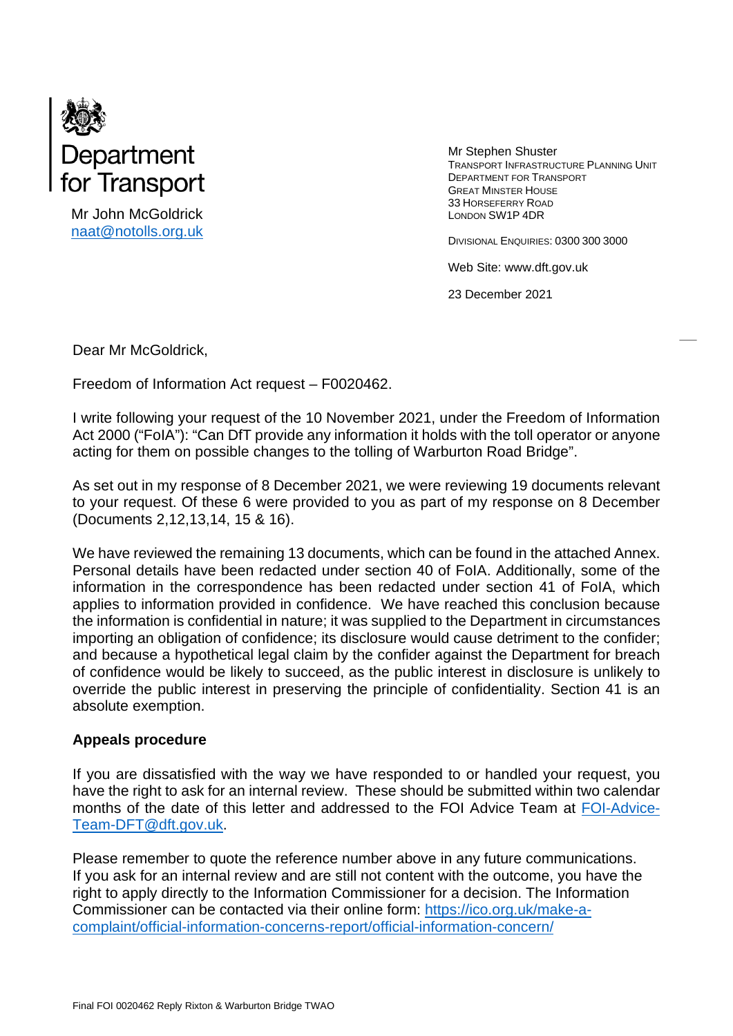Department for Transport

Mr John McGoldrick
naat@notolls.org.uk

Mr Stephen Shuster
TRANSPORT INFRASTRUCTURE PLANNING UNIT
DEPARTMENT FOR TRANSPORT
GREAT MINSTER HOUSE
33 HORSEFERRY ROAD
LONDON SW1P 4DR

DIVISIONAL ENQUIRIES: 0300 300 3000

Web Site: www.dft.gov.uk

23 December 2021

Dear Mr McGoldrick,

Freedom of Information Act request – F0020462.

I write following your request of the 10 November 2021, under the Freedom of Information Act 2000 ("FoIA"): "Can DfT provide any information it holds with the toll operator or anyone acting for them on possible changes to the tolling of Warburton Road Bridge".

As set out in my response of 8 December 2021, we were reviewing 19 documents relevant to your request. Of these 6 were provided to you as part of my response on 8 December (Documents 2,12,13,14, 15 & 16).

We have reviewed the remaining 13 documents, which can be found in the attached Annex. Personal details have been redacted under section 40 of FoIA. Additionally, some of the information in the correspondence has been redacted under section 41 of FoIA, which applies to information provided in confidence. We have reached this conclusion because the information is confidential in nature; it was supplied to the Department in circumstances importing an obligation of confidence; its disclosure would cause detriment to the confider; and because a hypothetical legal claim by the confider against the Department for breach of confidence would be likely to succeed, as the public interest in disclosure is unlikely to override the public interest in preserving the principle of confidentiality. Section 41 is an absolute exemption.

**Appeals procedure**

If you are dissatisfied with the way we have responded to or handled your request, you have the right to ask for an internal review. These should be submitted within two calendar months of the date of this letter and addressed to the FOI Advice Team at FOI-Advice-Team-DFT@dft.gov.uk.

Please remember to quote the reference number above in any future communications. If you ask for an internal review and are still not content with the outcome, you have the right to apply directly to the Information Commissioner for a decision. The Information Commissioner can be contacted via their online form: https://ico.org.uk/make-a-complaint/official-information-concerns-report/official-information-concern/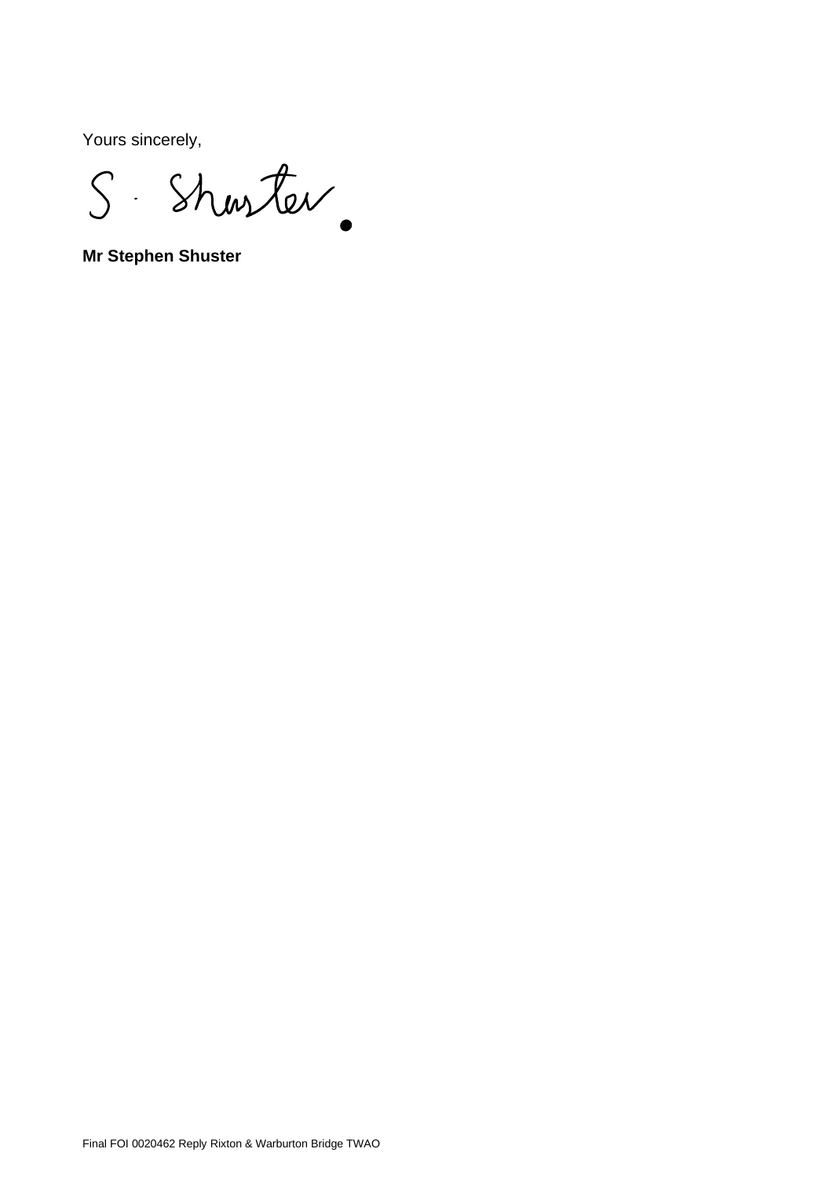Yours sincerely,

S. Shuster.

**Mr Stephen Shuster**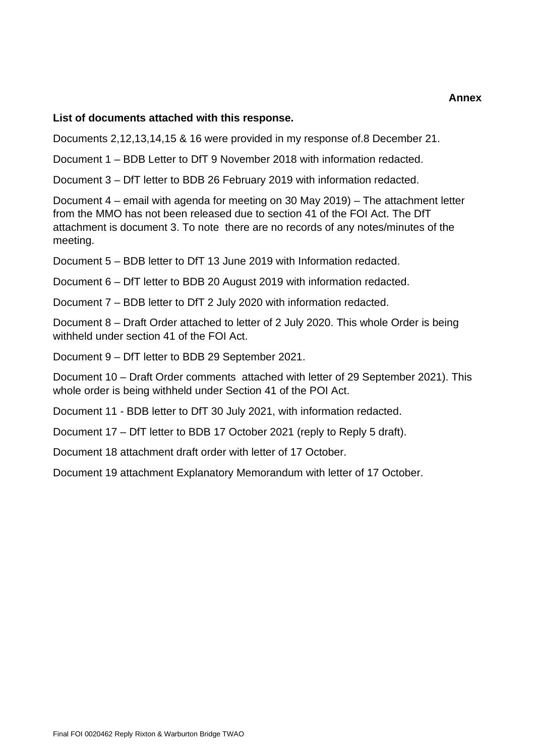**Annex**

**List of documents attached with this response.**

Documents 2,12,13,14,15 & 16 were provided in my response of.8 December 21.

Document 1 – BDB Letter to DfT 9 November 2018 with information redacted.

Document 3 – DfT letter to BDB 26 February 2019 with information redacted.

Document 4 – email with agenda for meeting on 30 May 2019) – The attachment letter from the MMO has not been released due to section 41 of the FOI Act. The DfT attachment is document 3. To note there are no records of any notes/minutes of the meeting.

Document 5 – BDB letter to DfT 13 June 2019 with Information redacted.

Document 6 – DfT letter to BDB 20 August 2019 with information redacted.

Document 7 – BDB letter to DfT 2 July 2020 with information redacted.

Document 8 – Draft Order attached to letter of 2 July 2020. This whole Order is being withheld under section 41 of the FOI Act.

Document 9 – DfT letter to BDB 29 September 2021.

Document 10 – Draft Order comments attached with letter of 29 September 2021). This whole order is being withheld under Section 41 of the POI Act.

Document 11 - BDB letter to DfT 30 July 2021, with information redacted.

Document 17 – DfT letter to BDB 17 October 2021 (reply to Reply 5 draft).

Document 18 attachment draft order with letter of 17 October.

Document 19 attachment Explanatory Memorandum with letter of 17 October.